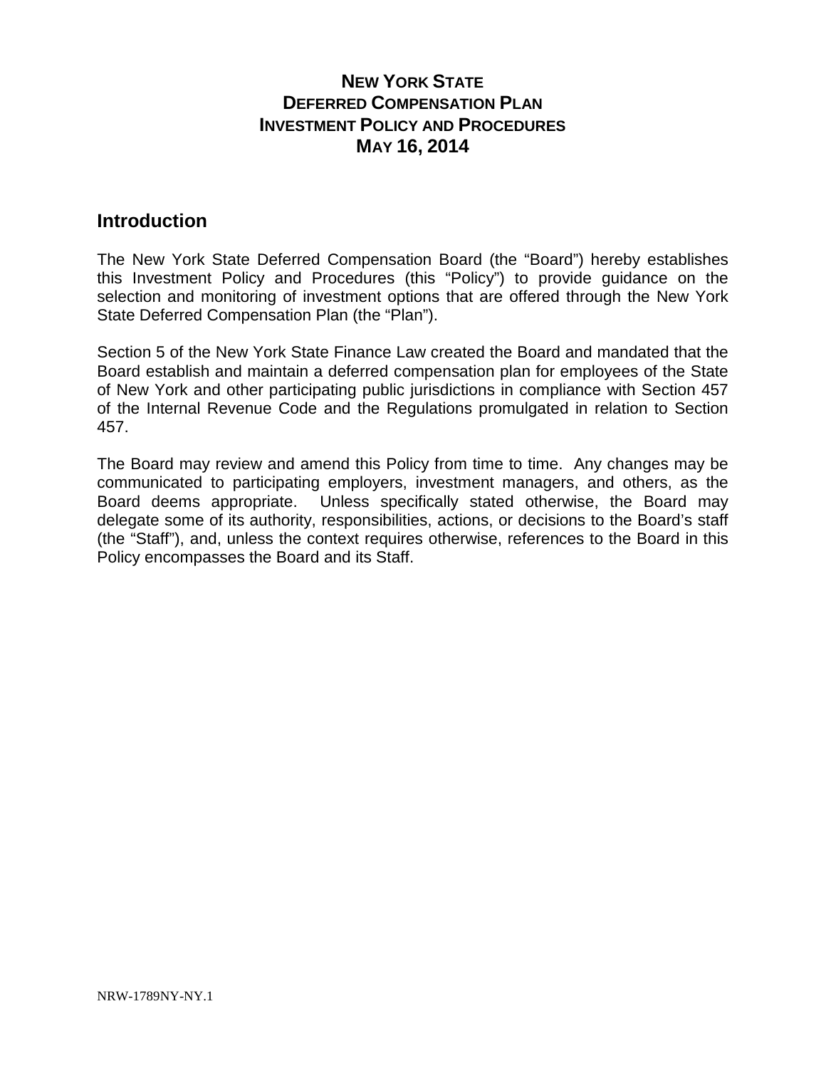# NEW YORK STATE
# DEFERRED COMPENSATION PLAN
# INVESTMENT POLICY AND PROCEDURES
# MAY 16, 2014

## Introduction

The New York State Deferred Compensation Board (the "Board") hereby establishes this Investment Policy and Procedures (this "Policy") to provide guidance on the selection and monitoring of investment options that are offered through the New York State Deferred Compensation Plan (the "Plan").

Section 5 of the New York State Finance Law created the Board and mandated that the Board establish and maintain a deferred compensation plan for employees of the State of New York and other participating public jurisdictions in compliance with Section 457 of the Internal Revenue Code and the Regulations promulgated in relation to Section 457.

The Board may review and amend this Policy from time to time. Any changes may be communicated to participating employers, investment managers, and others, as the Board deems appropriate. Unless specifically stated otherwise, the Board may delegate some of its authority, responsibilities, actions, or decisions to the Board's staff (the "Staff"), and, unless the context requires otherwise, references to the Board in this Policy encompasses the Board and its Staff.

NRW-1789NY-NY.1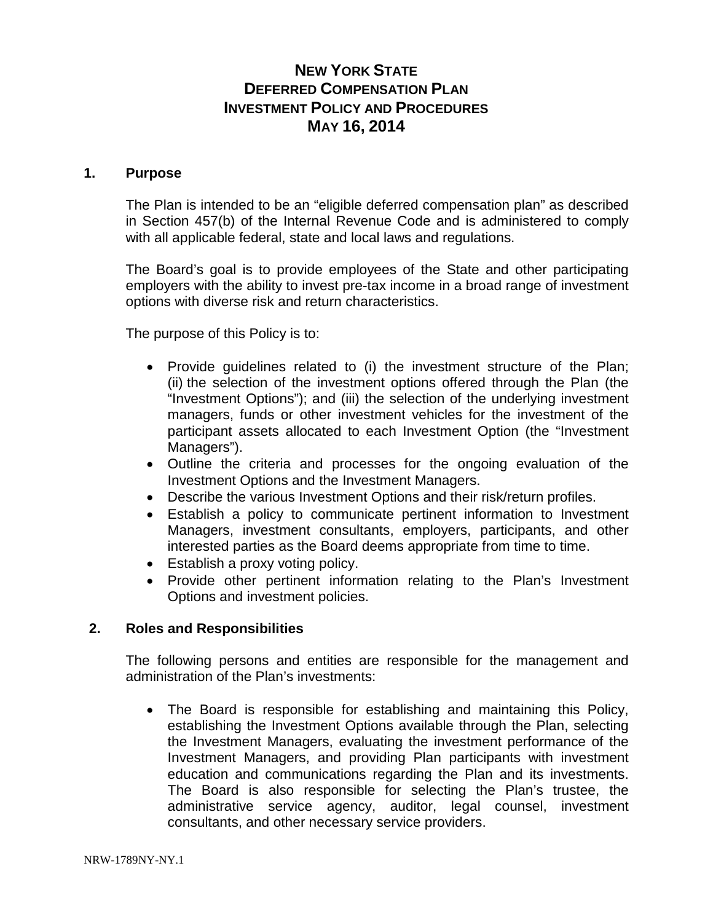# NEW YORK STATE
# DEFERRED COMPENSATION PLAN
# INVESTMENT POLICY AND PROCEDURES
# MAY 16, 2014

## 1. Purpose

The Plan is intended to be an "eligible deferred compensation plan" as described in Section 457(b) of the Internal Revenue Code and is administered to comply with all applicable federal, state and local laws and regulations.

The Board's goal is to provide employees of the State and other participating employers with the ability to invest pre-tax income in a broad range of investment options with diverse risk and return characteristics.

The purpose of this Policy is to:

- Provide guidelines related to (i) the investment structure of the Plan; (ii) the selection of the investment options offered through the Plan (the "Investment Options"); and (iii) the selection of the underlying investment managers, funds or other investment vehicles for the investment of the participant assets allocated to each Investment Option (the "Investment Managers").
- Outline the criteria and processes for the ongoing evaluation of the Investment Options and the Investment Managers.
- Describe the various Investment Options and their risk/return profiles.
- Establish a policy to communicate pertinent information to Investment Managers, investment consultants, employers, participants, and other interested parties as the Board deems appropriate from time to time.
- Establish a proxy voting policy.
- Provide other pertinent information relating to the Plan's Investment Options and investment policies.

## 2. Roles and Responsibilities

The following persons and entities are responsible for the management and administration of the Plan's investments:

- The Board is responsible for establishing and maintaining this Policy, establishing the Investment Options available through the Plan, selecting the Investment Managers, evaluating the investment performance of the Investment Managers, and providing Plan participants with investment education and communications regarding the Plan and its investments. The Board is also responsible for selecting the Plan's trustee, the administrative service agency, auditor, legal counsel, investment consultants, and other necessary service providers.

NRW-1789NY-NY.1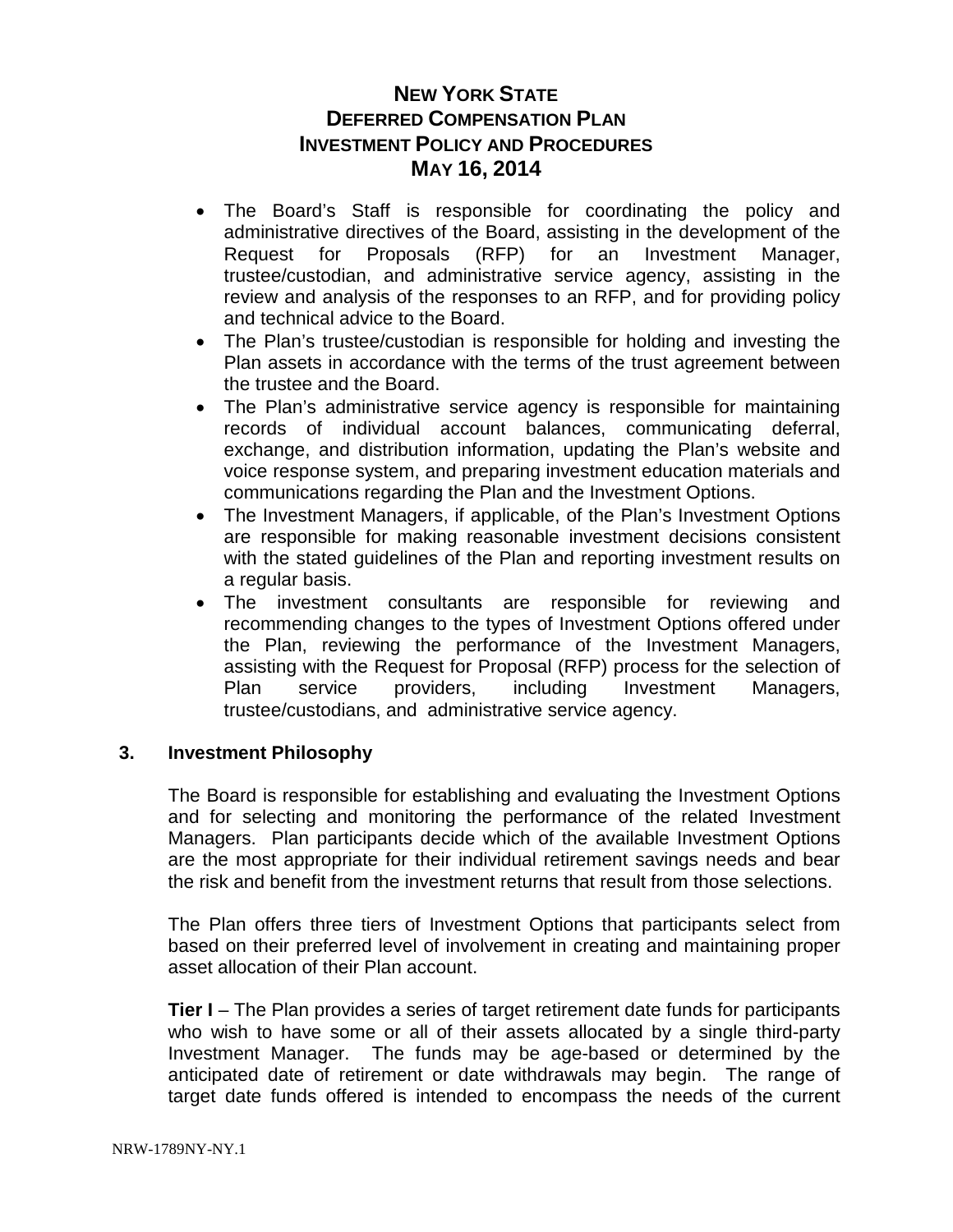- The Board's Staff is responsible for coordinating the policy and administrative directives of the Board, assisting in the development of the Request for Proposals (RFP) for an Investment Manager, trustee/custodian, and administrative service agency, assisting in the review and analysis of the responses to an RFP, and for providing policy and technical advice to the Board.
- The Plan's trustee/custodian is responsible for holding and investing the Plan assets in accordance with the terms of the trust agreement between the trustee and the Board.
- The Plan's administrative service agency is responsible for maintaining records of individual account balances, communicating deferral, exchange, and distribution information, updating the Plan's website and voice response system, and preparing investment education materials and communications regarding the Plan and the Investment Options.
- The Investment Managers, if applicable, of the Plan's Investment Options are responsible for making reasonable investment decisions consistent with the stated guidelines of the Plan and reporting investment results on a regular basis.
- The investment consultants are responsible for reviewing and recommending changes to the types of Investment Options offered under the Plan, reviewing the performance of the Investment Managers, assisting with the Request for Proposal (RFP) process for the selection of Plan service providers, including Investment Managers, trustee/custodians, and administrative service agency.

## 3. Investment Philosophy

The Board is responsible for establishing and evaluating the Investment Options and for selecting and monitoring the performance of the related Investment Managers. Plan participants decide which of the available Investment Options are the most appropriate for their individual retirement savings needs and bear the risk and benefit from the investment returns that result from those selections.

The Plan offers three tiers of Investment Options that participants select from based on their preferred level of involvement in creating and maintaining proper asset allocation of their Plan account.

**Tier I** – The Plan provides a series of target retirement date funds for participants who wish to have some or all of their assets allocated by a single third-party Investment Manager. The funds may be age-based or determined by the anticipated date of retirement or date withdrawals may begin. The range of target date funds offered is intended to encompass the needs of the current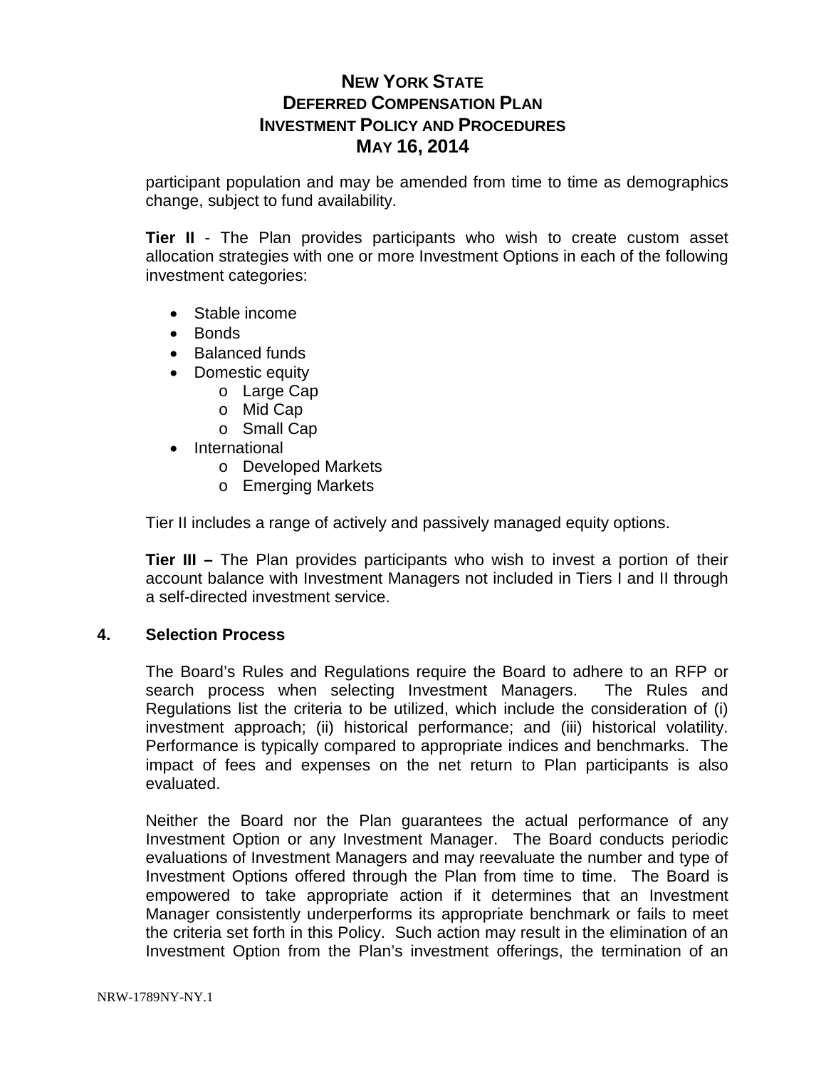participant population and may be amended from time to time as demographics change, subject to fund availability.

**Tier II** - The Plan provides participants who wish to create custom asset allocation strategies with one or more Investment Options in each of the following investment categories:

- Stable income
- Bonds
- Balanced funds
- Domestic equity
  - Large Cap
  - Mid Cap
  - Small Cap
- International
  - Developed Markets
  - Emerging Markets

Tier II includes a range of actively and passively managed equity options.

**Tier III –** The Plan provides participants who wish to invest a portion of their account balance with Investment Managers not included in Tiers I and II through a self-directed investment service.

## 4. Selection Process

The Board's Rules and Regulations require the Board to adhere to an RFP or search process when selecting Investment Managers. The Rules and Regulations list the criteria to be utilized, which include the consideration of (i) investment approach; (ii) historical performance; and (iii) historical volatility. Performance is typically compared to appropriate indices and benchmarks. The impact of fees and expenses on the net return to Plan participants is also evaluated.

Neither the Board nor the Plan guarantees the actual performance of any Investment Option or any Investment Manager. The Board conducts periodic evaluations of Investment Managers and may reevaluate the number and type of Investment Options offered through the Plan from time to time. The Board is empowered to take appropriate action if it determines that an Investment Manager consistently underperforms its appropriate benchmark or fails to meet the criteria set forth in this Policy. Such action may result in the elimination of an Investment Option from the Plan's investment offerings, the termination of an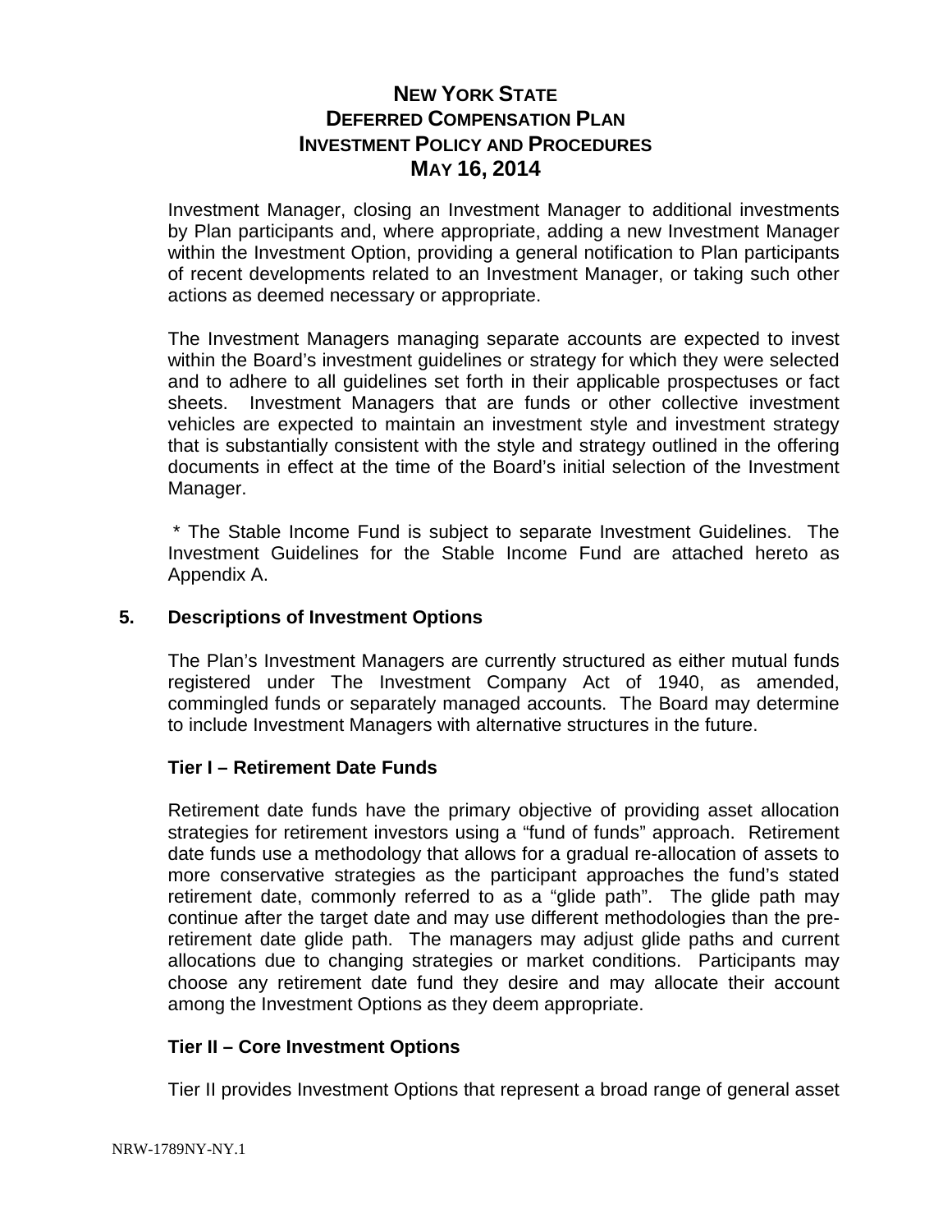Investment Manager, closing an Investment Manager to additional investments by Plan participants and, where appropriate, adding a new Investment Manager within the Investment Option, providing a general notification to Plan participants of recent developments related to an Investment Manager, or taking such other actions as deemed necessary or appropriate.

The Investment Managers managing separate accounts are expected to invest within the Board's investment guidelines or strategy for which they were selected and to adhere to all guidelines set forth in their applicable prospectuses or fact sheets. Investment Managers that are funds or other collective investment vehicles are expected to maintain an investment style and investment strategy that is substantially consistent with the style and strategy outlined in the offering documents in effect at the time of the Board's initial selection of the Investment Manager.

\* The Stable Income Fund is subject to separate Investment Guidelines. The Investment Guidelines for the Stable Income Fund are attached hereto as Appendix A.

## 5. Descriptions of Investment Options

The Plan's Investment Managers are currently structured as either mutual funds registered under The Investment Company Act of 1940, as amended, commingled funds or separately managed accounts. The Board may determine to include Investment Managers with alternative structures in the future.

### Tier I – Retirement Date Funds

Retirement date funds have the primary objective of providing asset allocation strategies for retirement investors using a "fund of funds" approach. Retirement date funds use a methodology that allows for a gradual re-allocation of assets to more conservative strategies as the participant approaches the fund's stated retirement date, commonly referred to as a "glide path". The glide path may continue after the target date and may use different methodologies than the pre-retirement date glide path. The managers may adjust glide paths and current allocations due to changing strategies or market conditions. Participants may choose any retirement date fund they desire and may allocate their account among the Investment Options as they deem appropriate.

### Tier II – Core Investment Options

Tier II provides Investment Options that represent a broad range of general asset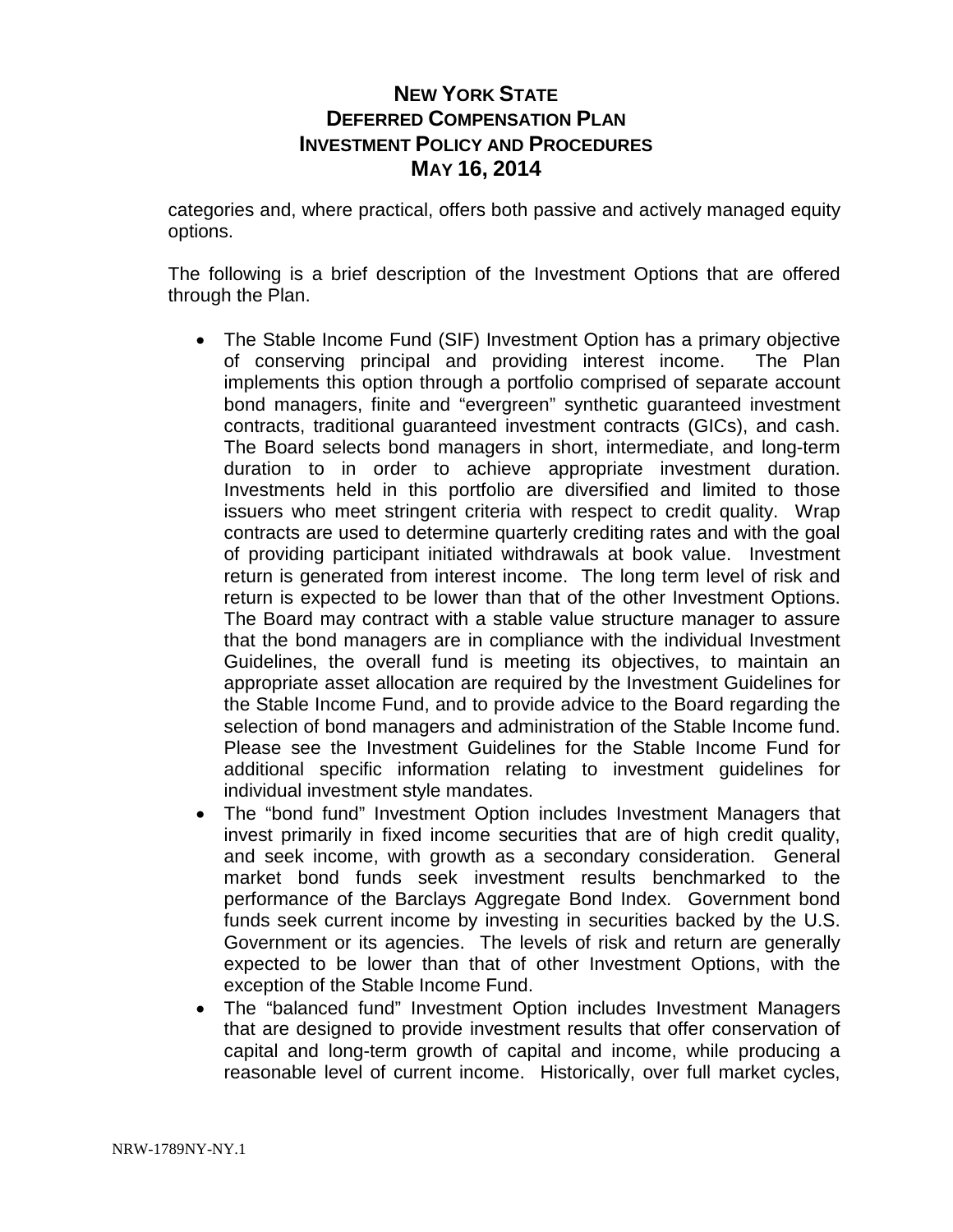categories and, where practical, offers both passive and actively managed equity options.

The following is a brief description of the Investment Options that are offered through the Plan.

- The Stable Income Fund (SIF) Investment Option has a primary objective of conserving principal and providing interest income. The Plan implements this option through a portfolio comprised of separate account bond managers, finite and "evergreen" synthetic guaranteed investment contracts, traditional guaranteed investment contracts (GICs), and cash. The Board selects bond managers in short, intermediate, and long-term duration to in order to achieve appropriate investment duration. Investments held in this portfolio are diversified and limited to those issuers who meet stringent criteria with respect to credit quality. Wrap contracts are used to determine quarterly crediting rates and with the goal of providing participant initiated withdrawals at book value. Investment return is generated from interest income. The long term level of risk and return is expected to be lower than that of the other Investment Options. The Board may contract with a stable value structure manager to assure that the bond managers are in compliance with the individual Investment Guidelines, the overall fund is meeting its objectives, to maintain an appropriate asset allocation are required by the Investment Guidelines for the Stable Income Fund, and to provide advice to the Board regarding the selection of bond managers and administration of the Stable Income fund. Please see the Investment Guidelines for the Stable Income Fund for additional specific information relating to investment guidelines for individual investment style mandates.
- The "bond fund" Investment Option includes Investment Managers that invest primarily in fixed income securities that are of high credit quality, and seek income, with growth as a secondary consideration. General market bond funds seek investment results benchmarked to the performance of the Barclays Aggregate Bond Index. Government bond funds seek current income by investing in securities backed by the U.S. Government or its agencies. The levels of risk and return are generally expected to be lower than that of other Investment Options, with the exception of the Stable Income Fund.
- The "balanced fund" Investment Option includes Investment Managers that are designed to provide investment results that offer conservation of capital and long-term growth of capital and income, while producing a reasonable level of current income. Historically, over full market cycles,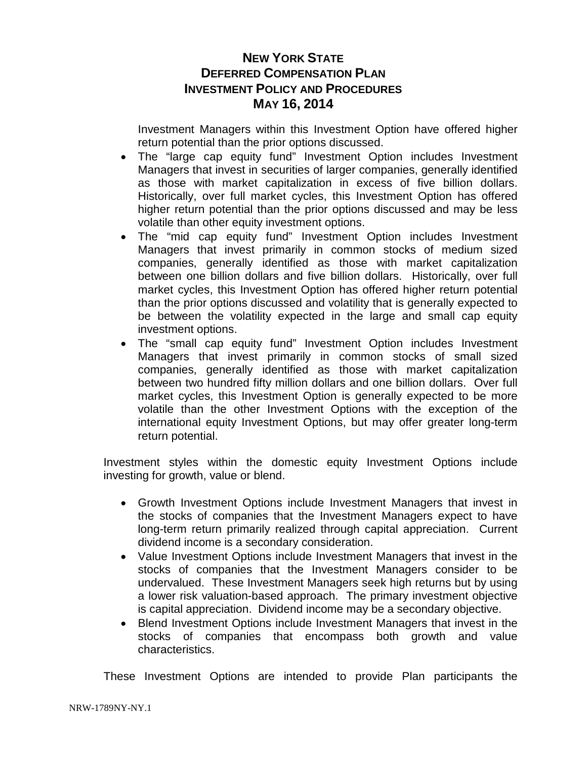Investment Managers within this Investment Option have offered higher return potential than the prior options discussed.

- The "large cap equity fund" Investment Option includes Investment Managers that invest in securities of larger companies, generally identified as those with market capitalization in excess of five billion dollars. Historically, over full market cycles, this Investment Option has offered higher return potential than the prior options discussed and may be less volatile than other equity investment options.
- The "mid cap equity fund" Investment Option includes Investment Managers that invest primarily in common stocks of medium sized companies, generally identified as those with market capitalization between one billion dollars and five billion dollars. Historically, over full market cycles, this Investment Option has offered higher return potential than the prior options discussed and volatility that is generally expected to be between the volatility expected in the large and small cap equity investment options.
- The "small cap equity fund" Investment Option includes Investment Managers that invest primarily in common stocks of small sized companies, generally identified as those with market capitalization between two hundred fifty million dollars and one billion dollars. Over full market cycles, this Investment Option is generally expected to be more volatile than the other Investment Options with the exception of the international equity Investment Options, but may offer greater long-term return potential.

Investment styles within the domestic equity Investment Options include investing for growth, value or blend.

- Growth Investment Options include Investment Managers that invest in the stocks of companies that the Investment Managers expect to have long-term return primarily realized through capital appreciation. Current dividend income is a secondary consideration.
- Value Investment Options include Investment Managers that invest in the stocks of companies that the Investment Managers consider to be undervalued. These Investment Managers seek high returns but by using a lower risk valuation-based approach. The primary investment objective is capital appreciation. Dividend income may be a secondary objective.
- Blend Investment Options include Investment Managers that invest in the stocks of companies that encompass both growth and value characteristics.

These Investment Options are intended to provide Plan participants the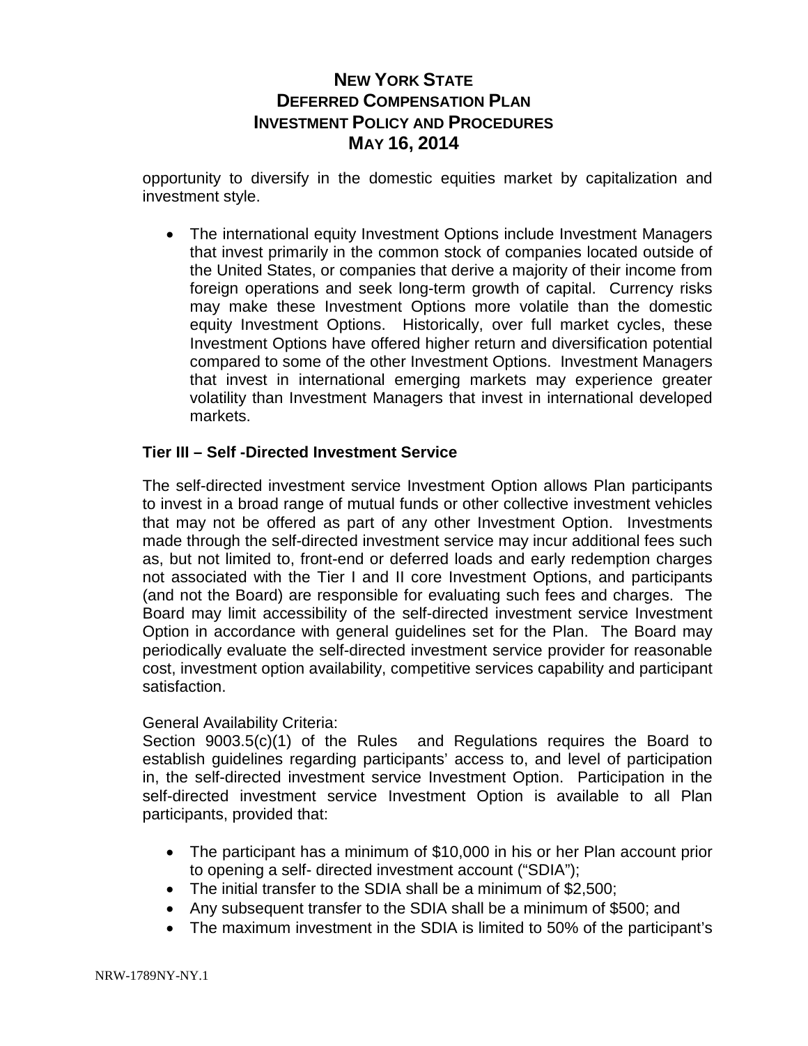opportunity to diversify in the domestic equities market by capitalization and investment style.

- The international equity Investment Options include Investment Managers that invest primarily in the common stock of companies located outside of the United States, or companies that derive a majority of their income from foreign operations and seek long-term growth of capital. Currency risks may make these Investment Options more volatile than the domestic equity Investment Options. Historically, over full market cycles, these Investment Options have offered higher return and diversification potential compared to some of the other Investment Options. Investment Managers that invest in international emerging markets may experience greater volatility than Investment Managers that invest in international developed markets.

**Tier III – Self -Directed Investment Service**

The self-directed investment service Investment Option allows Plan participants to invest in a broad range of mutual funds or other collective investment vehicles that may not be offered as part of any other Investment Option. Investments made through the self-directed investment service may incur additional fees such as, but not limited to, front-end or deferred loads and early redemption charges not associated with the Tier I and II core Investment Options, and participants (and not the Board) are responsible for evaluating such fees and charges. The Board may limit accessibility of the self-directed investment service Investment Option in accordance with general guidelines set for the Plan. The Board may periodically evaluate the self-directed investment service provider for reasonable cost, investment option availability, competitive services capability and participant satisfaction.

General Availability Criteria:
Section 9003.5(c)(1) of the Rules and Regulations requires the Board to establish guidelines regarding participants' access to, and level of participation in, the self-directed investment service Investment Option. Participation in the self-directed investment service Investment Option is available to all Plan participants, provided that:

- The participant has a minimum of $10,000 in his or her Plan account prior to opening a self- directed investment account ("SDIA");
- The initial transfer to the SDIA shall be a minimum of $2,500;
- Any subsequent transfer to the SDIA shall be a minimum of $500; and
- The maximum investment in the SDIA is limited to 50% of the participant's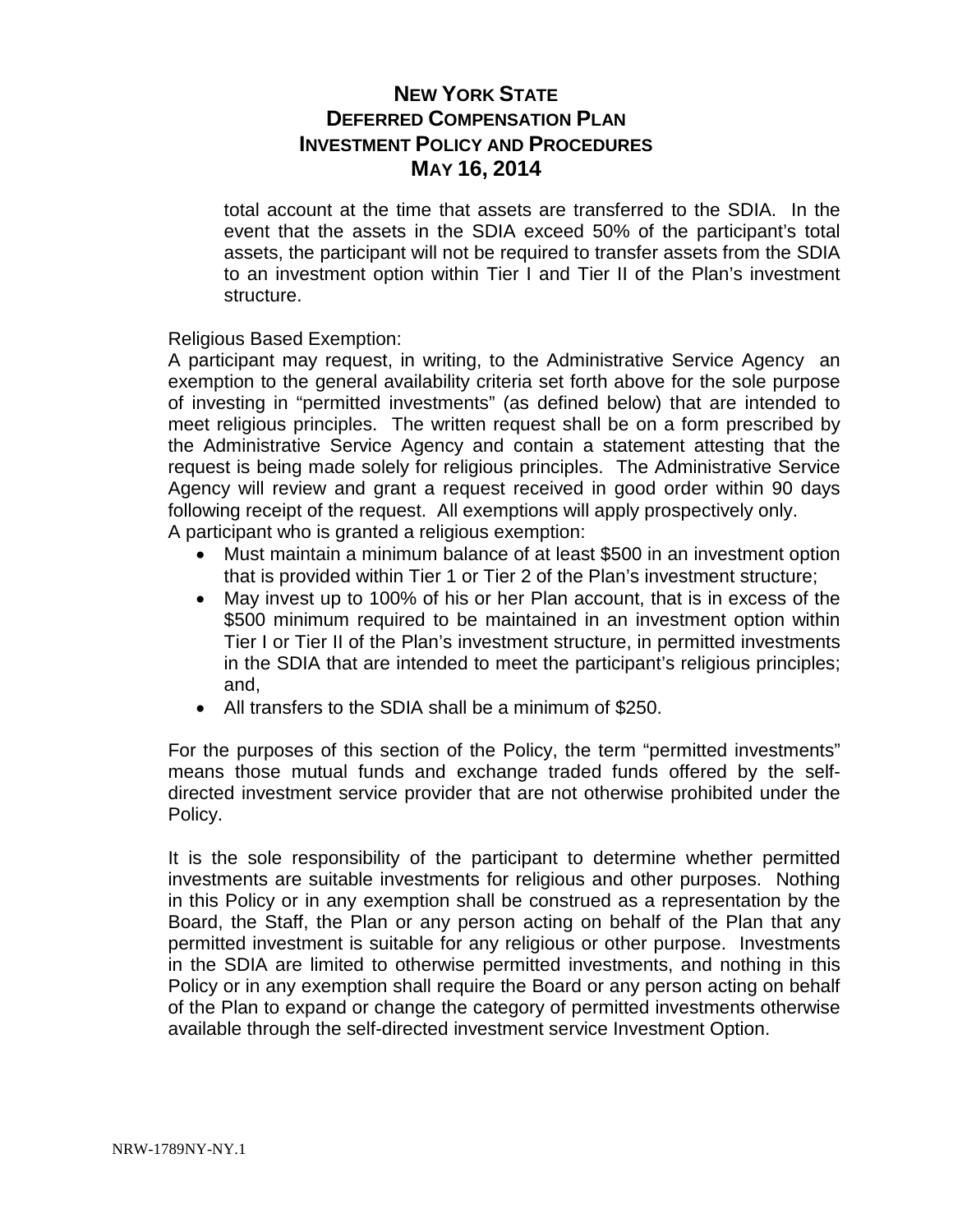total account at the time that assets are transferred to the SDIA. In the event that the assets in the SDIA exceed 50% of the participant's total assets, the participant will not be required to transfer assets from the SDIA to an investment option within Tier I and Tier II of the Plan's investment structure.

Religious Based Exemption:

A participant may request, in writing, to the Administrative Service Agency an exemption to the general availability criteria set forth above for the sole purpose of investing in "permitted investments" (as defined below) that are intended to meet religious principles. The written request shall be on a form prescribed by the Administrative Service Agency and contain a statement attesting that the request is being made solely for religious principles. The Administrative Service Agency will review and grant a request received in good order within 90 days following receipt of the request. All exemptions will apply prospectively only.

A participant who is granted a religious exemption:

- Must maintain a minimum balance of at least $500 in an investment option that is provided within Tier 1 or Tier 2 of the Plan's investment structure;
- May invest up to 100% of his or her Plan account, that is in excess of the $500 minimum required to be maintained in an investment option within Tier I or Tier II of the Plan's investment structure, in permitted investments in the SDIA that are intended to meet the participant's religious principles; and,
- All transfers to the SDIA shall be a minimum of $250.

For the purposes of this section of the Policy, the term "permitted investments" means those mutual funds and exchange traded funds offered by the self-directed investment service provider that are not otherwise prohibited under the Policy.

It is the sole responsibility of the participant to determine whether permitted investments are suitable investments for religious and other purposes. Nothing in this Policy or in any exemption shall be construed as a representation by the Board, the Staff, the Plan or any person acting on behalf of the Plan that any permitted investment is suitable for any religious or other purpose. Investments in the SDIA are limited to otherwise permitted investments, and nothing in this Policy or in any exemption shall require the Board or any person acting on behalf of the Plan to expand or change the category of permitted investments otherwise available through the self-directed investment service Investment Option.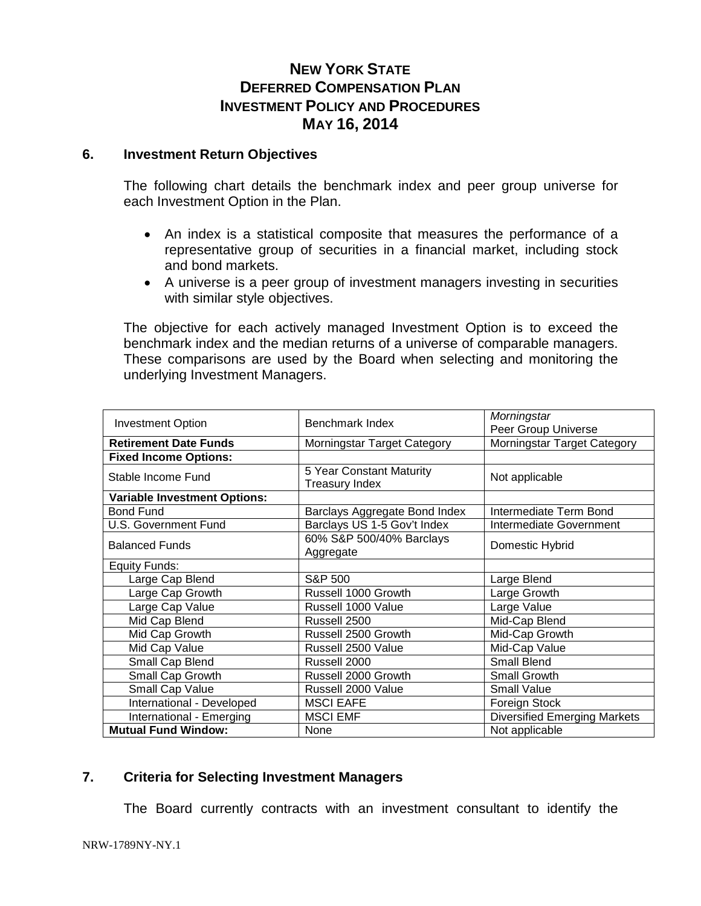## 6. Investment Return Objectives

The following chart details the benchmark index and peer group universe for each Investment Option in the Plan.

- An index is a statistical composite that measures the performance of a representative group of securities in a financial market, including stock and bond markets.
- A universe is a peer group of investment managers investing in securities with similar style objectives.

The objective for each actively managed Investment Option is to exceed the benchmark index and the median returns of a universe of comparable managers. These comparisons are used by the Board when selecting and monitoring the underlying Investment Managers.

| Investment Option | Benchmark Index | *Morningstar* Peer Group Universe |
|---|---|---|
| **Retirement Date Funds** | Morningstar Target Category | Morningstar Target Category |
| **Fixed Income Options:** | | |
| Stable Income Fund | 5 Year Constant Maturity Treasury Index | Not applicable |
| **Variable Investment Options:** | | |
| Bond Fund | Barclays Aggregate Bond Index | Intermediate Term Bond |
| U.S. Government Fund | Barclays US 1-5 Gov't Index | Intermediate Government |
| Balanced Funds | 60% S&P 500/40% Barclays Aggregate | Domestic Hybrid |
| Equity Funds: | | |
| Large Cap Blend | S&P 500 | Large Blend |
| Large Cap Growth | Russell 1000 Growth | Large Growth |
| Large Cap Value | Russell 1000 Value | Large Value |
| Mid Cap Blend | Russell 2500 | Mid-Cap Blend |
| Mid Cap Growth | Russell 2500 Growth | Mid-Cap Growth |
| Mid Cap Value | Russell 2500 Value | Mid-Cap Value |
| Small Cap Blend | Russell 2000 | Small Blend |
| Small Cap Growth | Russell 2000 Growth | Small Growth |
| Small Cap Value | Russell 2000 Value | Small Value |
| International - Developed | MSCI EAFE | Foreign Stock |
| International - Emerging | MSCI EMF | Diversified Emerging Markets |
| **Mutual Fund Window:** | None | Not applicable |

## 7. Criteria for Selecting Investment Managers

The Board currently contracts with an investment consultant to identify the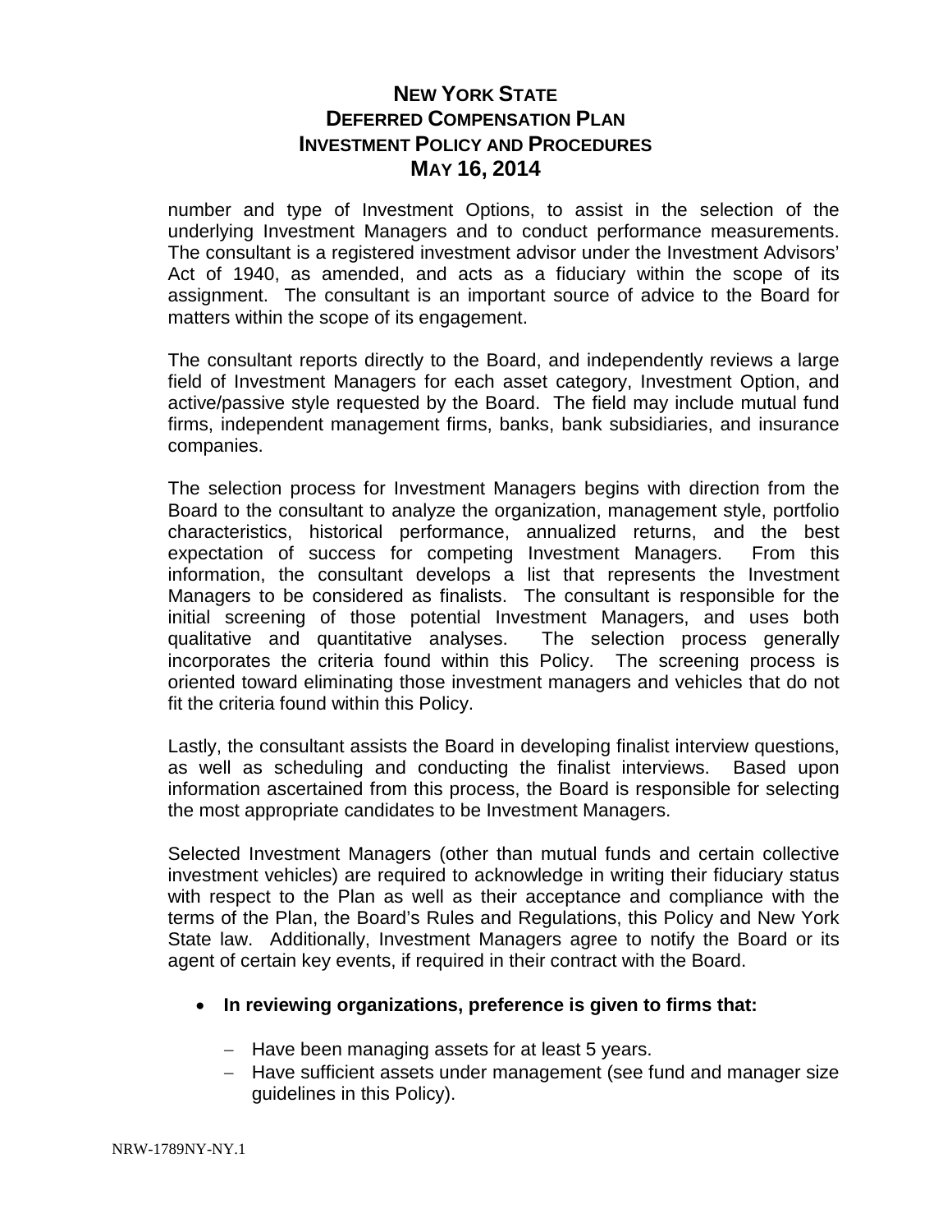number and type of Investment Options, to assist in the selection of the underlying Investment Managers and to conduct performance measurements. The consultant is a registered investment advisor under the Investment Advisors' Act of 1940, as amended, and acts as a fiduciary within the scope of its assignment. The consultant is an important source of advice to the Board for matters within the scope of its engagement.

The consultant reports directly to the Board, and independently reviews a large field of Investment Managers for each asset category, Investment Option, and active/passive style requested by the Board. The field may include mutual fund firms, independent management firms, banks, bank subsidiaries, and insurance companies.

The selection process for Investment Managers begins with direction from the Board to the consultant to analyze the organization, management style, portfolio characteristics, historical performance, annualized returns, and the best expectation of success for competing Investment Managers. From this information, the consultant develops a list that represents the Investment Managers to be considered as finalists. The consultant is responsible for the initial screening of those potential Investment Managers, and uses both qualitative and quantitative analyses. The selection process generally incorporates the criteria found within this Policy. The screening process is oriented toward eliminating those investment managers and vehicles that do not fit the criteria found within this Policy.

Lastly, the consultant assists the Board in developing finalist interview questions, as well as scheduling and conducting the finalist interviews. Based upon information ascertained from this process, the Board is responsible for selecting the most appropriate candidates to be Investment Managers.

Selected Investment Managers (other than mutual funds and certain collective investment vehicles) are required to acknowledge in writing their fiduciary status with respect to the Plan as well as their acceptance and compliance with the terms of the Plan, the Board's Rules and Regulations, this Policy and New York State law. Additionally, Investment Managers agree to notify the Board or its agent of certain key events, if required in their contract with the Board.

- **In reviewing organizations, preference is given to firms that:**
  - Have been managing assets for at least 5 years.
  - Have sufficient assets under management (see fund and manager size guidelines in this Policy).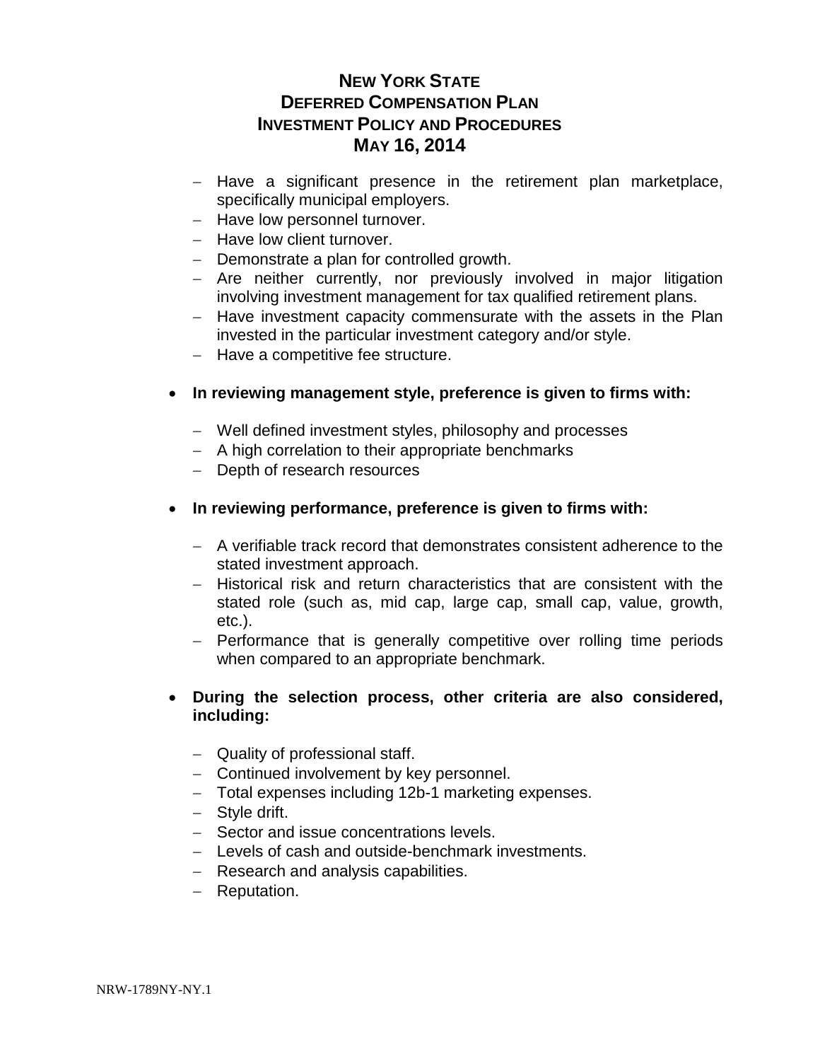- Have a significant presence in the retirement plan marketplace, specifically municipal employers.
- Have low personnel turnover.
- Have low client turnover.
- Demonstrate a plan for controlled growth.
- Are neither currently, nor previously involved in major litigation involving investment management for tax qualified retirement plans.
- Have investment capacity commensurate with the assets in the Plan invested in the particular investment category and/or style.
- Have a competitive fee structure.

- **In reviewing management style, preference is given to firms with:**
  - Well defined investment styles, philosophy and processes
  - A high correlation to their appropriate benchmarks
  - Depth of research resources

- **In reviewing performance, preference is given to firms with:**
  - A verifiable track record that demonstrates consistent adherence to the stated investment approach.
  - Historical risk and return characteristics that are consistent with the stated role (such as, mid cap, large cap, small cap, value, growth, etc.).
  - Performance that is generally competitive over rolling time periods when compared to an appropriate benchmark.

- **During the selection process, other criteria are also considered, including:**
  - Quality of professional staff.
  - Continued involvement by key personnel.
  - Total expenses including 12b-1 marketing expenses.
  - Style drift.
  - Sector and issue concentrations levels.
  - Levels of cash and outside-benchmark investments.
  - Research and analysis capabilities.
  - Reputation.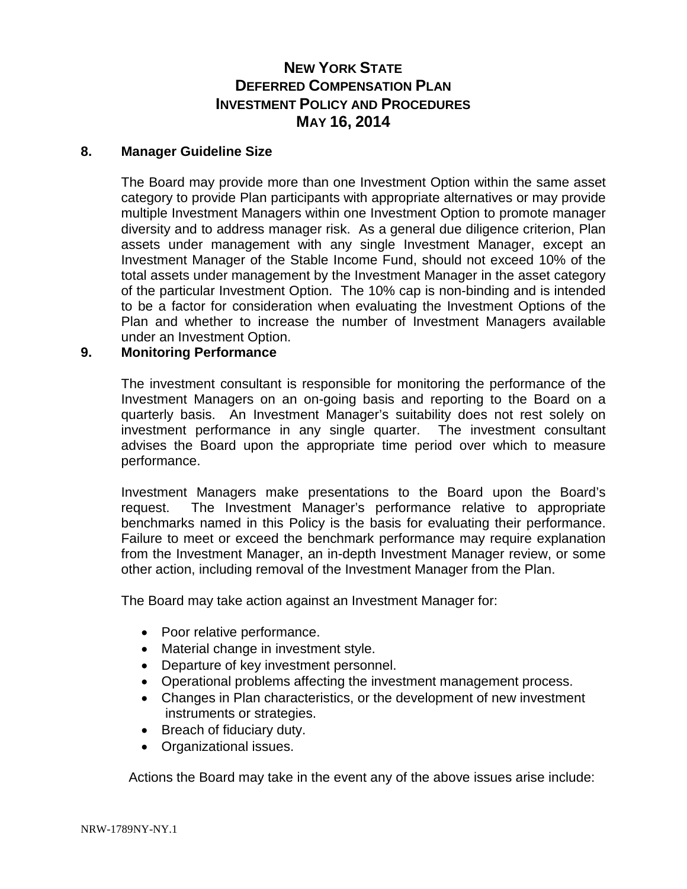## 8. Manager Guideline Size

The Board may provide more than one Investment Option within the same asset category to provide Plan participants with appropriate alternatives or may provide multiple Investment Managers within one Investment Option to promote manager diversity and to address manager risk. As a general due diligence criterion, Plan assets under management with any single Investment Manager, except an Investment Manager of the Stable Income Fund, should not exceed 10% of the total assets under management by the Investment Manager in the asset category of the particular Investment Option. The 10% cap is non-binding and is intended to be a factor for consideration when evaluating the Investment Options of the Plan and whether to increase the number of Investment Managers available under an Investment Option.

## 9. Monitoring Performance

The investment consultant is responsible for monitoring the performance of the Investment Managers on an on-going basis and reporting to the Board on a quarterly basis. An Investment Manager's suitability does not rest solely on investment performance in any single quarter. The investment consultant advises the Board upon the appropriate time period over which to measure performance.

Investment Managers make presentations to the Board upon the Board's request. The Investment Manager's performance relative to appropriate benchmarks named in this Policy is the basis for evaluating their performance. Failure to meet or exceed the benchmark performance may require explanation from the Investment Manager, an in-depth Investment Manager review, or some other action, including removal of the Investment Manager from the Plan.

The Board may take action against an Investment Manager for:

- Poor relative performance.
- Material change in investment style.
- Departure of key investment personnel.
- Operational problems affecting the investment management process.
- Changes in Plan characteristics, or the development of new investment instruments or strategies.
- Breach of fiduciary duty.
- Organizational issues.

Actions the Board may take in the event any of the above issues arise include: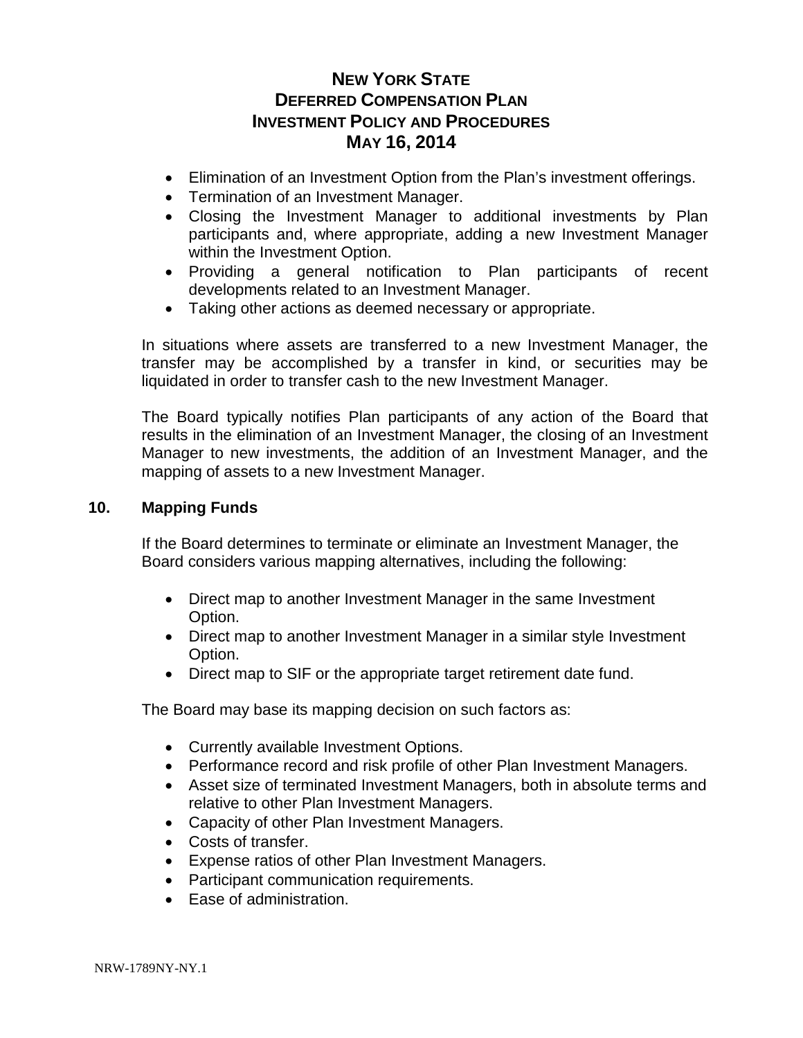- Elimination of an Investment Option from the Plan's investment offerings.
- Termination of an Investment Manager.
- Closing the Investment Manager to additional investments by Plan participants and, where appropriate, adding a new Investment Manager within the Investment Option.
- Providing a general notification to Plan participants of recent developments related to an Investment Manager.
- Taking other actions as deemed necessary or appropriate.

In situations where assets are transferred to a new Investment Manager, the transfer may be accomplished by a transfer in kind, or securities may be liquidated in order to transfer cash to the new Investment Manager.

The Board typically notifies Plan participants of any action of the Board that results in the elimination of an Investment Manager, the closing of an Investment Manager to new investments, the addition of an Investment Manager, and the mapping of assets to a new Investment Manager.

## 10. Mapping Funds

If the Board determines to terminate or eliminate an Investment Manager, the Board considers various mapping alternatives, including the following:

- Direct map to another Investment Manager in the same Investment Option.
- Direct map to another Investment Manager in a similar style Investment Option.
- Direct map to SIF or the appropriate target retirement date fund.

The Board may base its mapping decision on such factors as:

- Currently available Investment Options.
- Performance record and risk profile of other Plan Investment Managers.
- Asset size of terminated Investment Managers, both in absolute terms and relative to other Plan Investment Managers.
- Capacity of other Plan Investment Managers.
- Costs of transfer.
- Expense ratios of other Plan Investment Managers.
- Participant communication requirements.
- Ease of administration.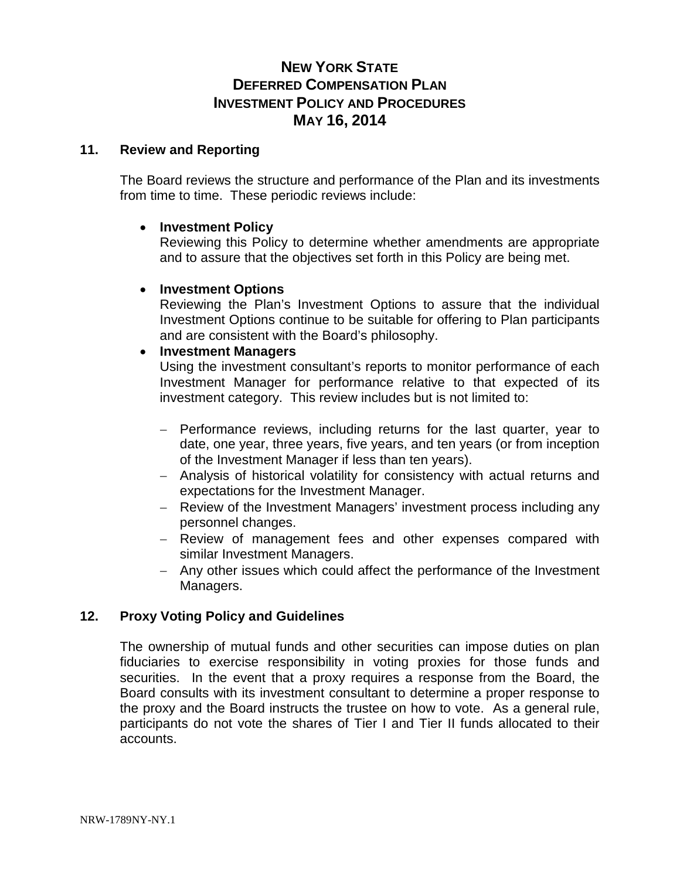## 11. Review and Reporting

The Board reviews the structure and performance of the Plan and its investments from time to time. These periodic reviews include:

- **Investment Policy**
  Reviewing this Policy to determine whether amendments are appropriate and to assure that the objectives set forth in this Policy are being met.

- **Investment Options**
  Reviewing the Plan's Investment Options to assure that the individual Investment Options continue to be suitable for offering to Plan participants and are consistent with the Board's philosophy.

- **Investment Managers**
  Using the investment consultant's reports to monitor performance of each Investment Manager for performance relative to that expected of its investment category. This review includes but is not limited to:

  - Performance reviews, including returns for the last quarter, year to date, one year, three years, five years, and ten years (or from inception of the Investment Manager if less than ten years).
  - Analysis of historical volatility for consistency with actual returns and expectations for the Investment Manager.
  - Review of the Investment Managers' investment process including any personnel changes.
  - Review of management fees and other expenses compared with similar Investment Managers.
  - Any other issues which could affect the performance of the Investment Managers.

## 12. Proxy Voting Policy and Guidelines

The ownership of mutual funds and other securities can impose duties on plan fiduciaries to exercise responsibility in voting proxies for those funds and securities. In the event that a proxy requires a response from the Board, the Board consults with its investment consultant to determine a proper response to the proxy and the Board instructs the trustee on how to vote. As a general rule, participants do not vote the shares of Tier I and Tier II funds allocated to their accounts.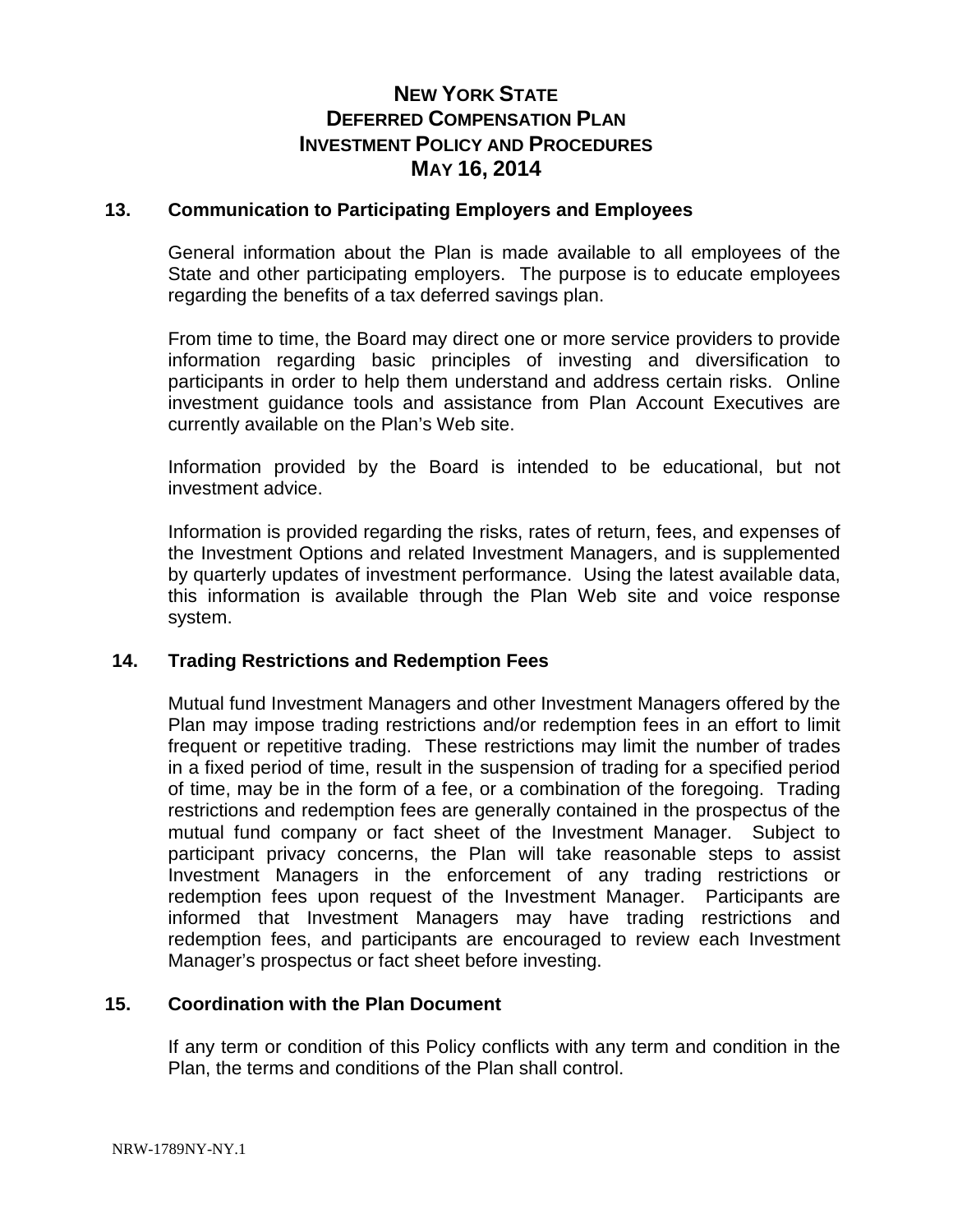## 13. Communication to Participating Employers and Employees

General information about the Plan is made available to all employees of the State and other participating employers. The purpose is to educate employees regarding the benefits of a tax deferred savings plan.

From time to time, the Board may direct one or more service providers to provide information regarding basic principles of investing and diversification to participants in order to help them understand and address certain risks. Online investment guidance tools and assistance from Plan Account Executives are currently available on the Plan's Web site.

Information provided by the Board is intended to be educational, but not investment advice.

Information is provided regarding the risks, rates of return, fees, and expenses of the Investment Options and related Investment Managers, and is supplemented by quarterly updates of investment performance. Using the latest available data, this information is available through the Plan Web site and voice response system.

## 14. Trading Restrictions and Redemption Fees

Mutual fund Investment Managers and other Investment Managers offered by the Plan may impose trading restrictions and/or redemption fees in an effort to limit frequent or repetitive trading. These restrictions may limit the number of trades in a fixed period of time, result in the suspension of trading for a specified period of time, may be in the form of a fee, or a combination of the foregoing. Trading restrictions and redemption fees are generally contained in the prospectus of the mutual fund company or fact sheet of the Investment Manager. Subject to participant privacy concerns, the Plan will take reasonable steps to assist Investment Managers in the enforcement of any trading restrictions or redemption fees upon request of the Investment Manager. Participants are informed that Investment Managers may have trading restrictions and redemption fees, and participants are encouraged to review each Investment Manager's prospectus or fact sheet before investing.

## 15. Coordination with the Plan Document

If any term or condition of this Policy conflicts with any term and condition in the Plan, the terms and conditions of the Plan shall control.

NRW-1789NY-NY.1